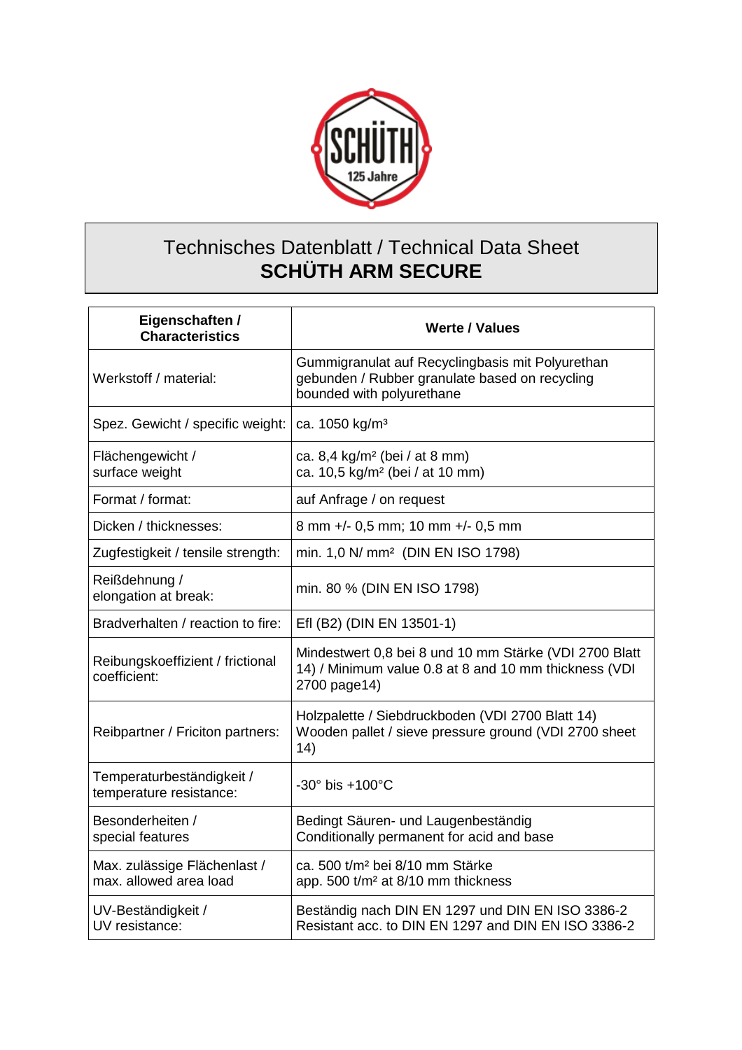SCHÜTH 125 Jahre

# Technisches Datenblatt / Technical Data Sheet
# SCHÜTH ARM SECURE

| Eigenschaften / Characteristics | Werte / Values |
|---|---|
| Werkstoff / material: | Gummigranulat auf Recyclingbasis mit Polyurethan gebunden / Rubber granulate based on recycling bounded with polyurethane |
| Spez. Gewicht / specific weight: | ca. 1050 kg/m³ |
| Flächengewicht / surface weight | ca. 8,4 kg/m² (bei / at 8 mm)<br>ca. 10,5 kg/m² (bei / at 10 mm) |
| Format / format: | auf Anfrage / on request |
| Dicken / thicknesses: | 8 mm +/- 0,5 mm; 10 mm +/- 0,5 mm |
| Zugfestigkeit / tensile strength: | min. 1,0 N/ mm² (DIN EN ISO 1798) |
| Reißdehnung / elongation at break: | min. 80 % (DIN EN ISO 1798) |
| Bradverhalten / reaction to fire: | Efl (B2) (DIN EN 13501-1) |
| Reibungskoeffizient / frictional coefficient: | Mindestwert 0,8 bei 8 und 10 mm Stärke (VDI 2700 Blatt 14) / Minimum value 0.8 at 8 and 10 mm thickness (VDI 2700 page14) |
| Reibpartner / Friciton partners: | Holzpalette / Siebdruckboden (VDI 2700 Blatt 14)<br>Wooden pallet / sieve pressure ground (VDI 2700 sheet 14) |
| Temperaturbeständigkeit / temperature resistance: | -30° bis +100°C |
| Besonderheiten / special features | Bedingt Säuren- und Laugenbeständig<br>Conditionally permanent for acid and base |
| Max. zulässige Flächenlast / max. allowed area load | ca. 500 t/m² bei 8/10 mm Stärke<br>app. 500 t/m² at 8/10 mm thickness |
| UV-Beständigkeit / UV resistance: | Beständig nach DIN EN 1297 und DIN EN ISO 3386-2<br>Resistant acc. to DIN EN 1297 and DIN EN ISO 3386-2 |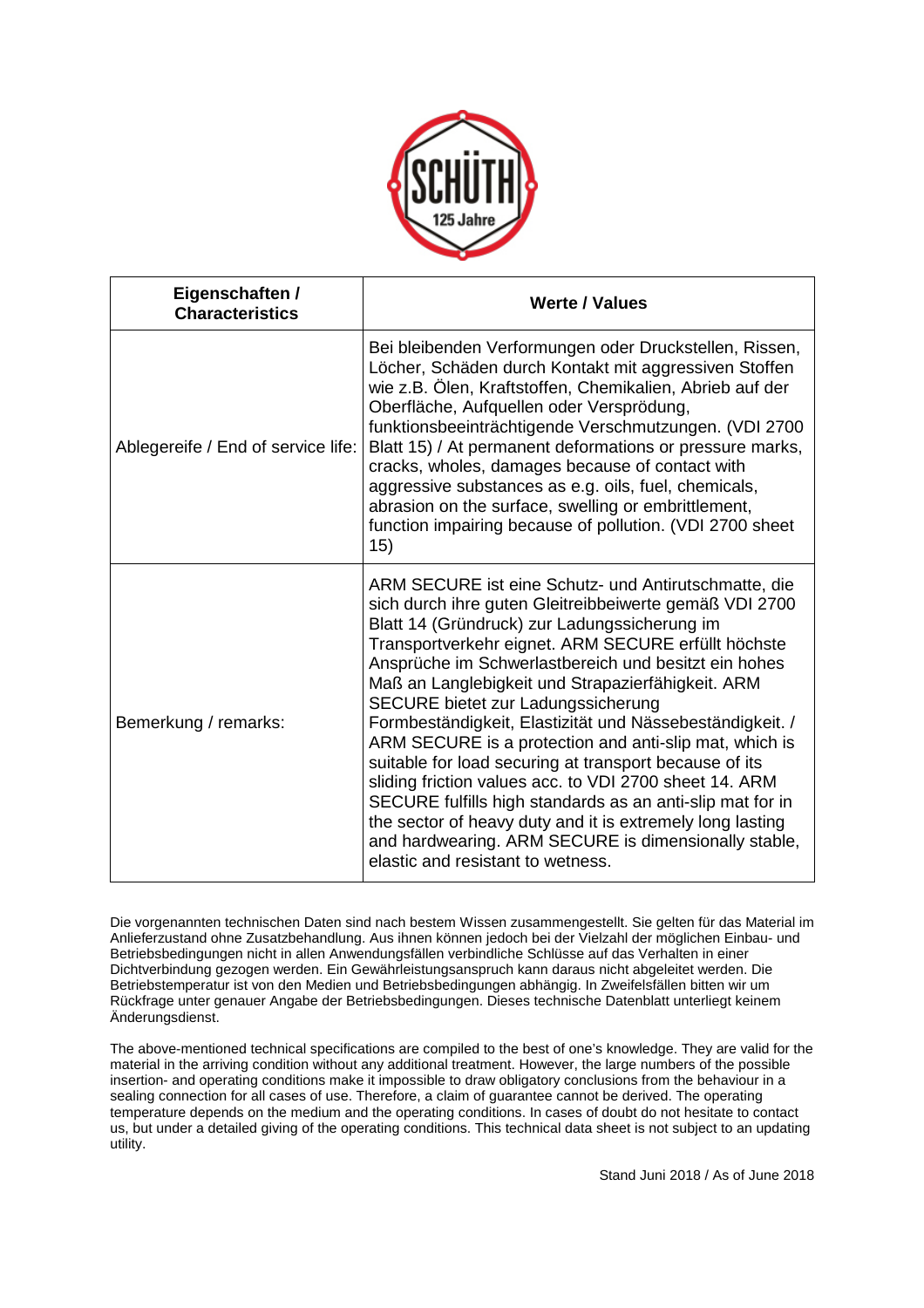| Eigenschaften / Characteristics | Werte / Values |
|---|---|
| Ablegereife / End of service life: | Bei bleibenden Verformungen oder Druckstellen, Rissen, Löcher, Schäden durch Kontakt mit aggressiven Stoffen wie z.B. Ölen, Kraftstoffen, Chemikalien, Abrieb auf der Oberfläche, Aufquellen oder Versprödung, funktionsbeeinträchtigende Verschmutzungen. (VDI 2700 Blatt 15) / At permanent deformations or pressure marks, cracks, wholes, damages because of contact with aggressive substances as e.g. oils, fuel, chemicals, abrasion on the surface, swelling or embrittlement, function impairing because of pollution. (VDI 2700 sheet 15) |
| Bemerkung / remarks: | ARM SECURE ist eine Schutz- und Antirutschmatte, die sich durch ihre guten Gleitreibbeiwerte gemäß VDI 2700 Blatt 14 (Gründruck) zur Ladungssicherung im Transportverkehr eignet. ARM SECURE erfüllt höchste Ansprüche im Schwerlastbereich und besitzt ein hohes Maß an Langlebigkeit und Strapazierfähigkeit. ARM SECURE bietet zur Ladungssicherung Formbeständigkeit, Elastizität und Nässebeständigkeit. / ARM SECURE is a protection and anti-slip mat, which is suitable for load securing at transport because of its sliding friction values acc. to VDI 2700 sheet 14. ARM SECURE fulfills high standards as an anti-slip mat for in the sector of heavy duty and it is extremely long lasting and hardwearing. ARM SECURE is dimensionally stable, elastic and resistant to wetness. |

Die vorgenannten technischen Daten sind nach bestem Wissen zusammengestellt. Sie gelten für das Material im Anlieferzustand ohne Zusatzbehandlung. Aus ihnen können jedoch bei der Vielzahl der möglichen Einbau- und Betriebsbedingungen nicht in allen Anwendungsfällen verbindliche Schlüsse auf das Verhalten in einer Dichtverbindung gezogen werden. Ein Gewährleistungsanspruch kann daraus nicht abgeleitet werden. Die Betriebstemperatur ist von den Medien und Betriebsbedingungen abhängig. In Zweifelsfällen bitten wir um Rückfrage unter genauer Angabe der Betriebsbedingungen. Dieses technische Datenblatt unterliegt keinem Änderungsdienst.

The above-mentioned technical specifications are compiled to the best of one's knowledge. They are valid for the material in the arriving condition without any additional treatment. However, the large numbers of the possible insertion- and operating conditions make it impossible to draw obligatory conclusions from the behaviour in a sealing connection for all cases of use. Therefore, a claim of guarantee cannot be derived. The operating temperature depends on the medium and the operating conditions. In cases of doubt do not hesitate to contact us, but under a detailed giving of the operating conditions. This technical data sheet is not subject to an updating utility.

Stand Juni 2018 / As of June 2018